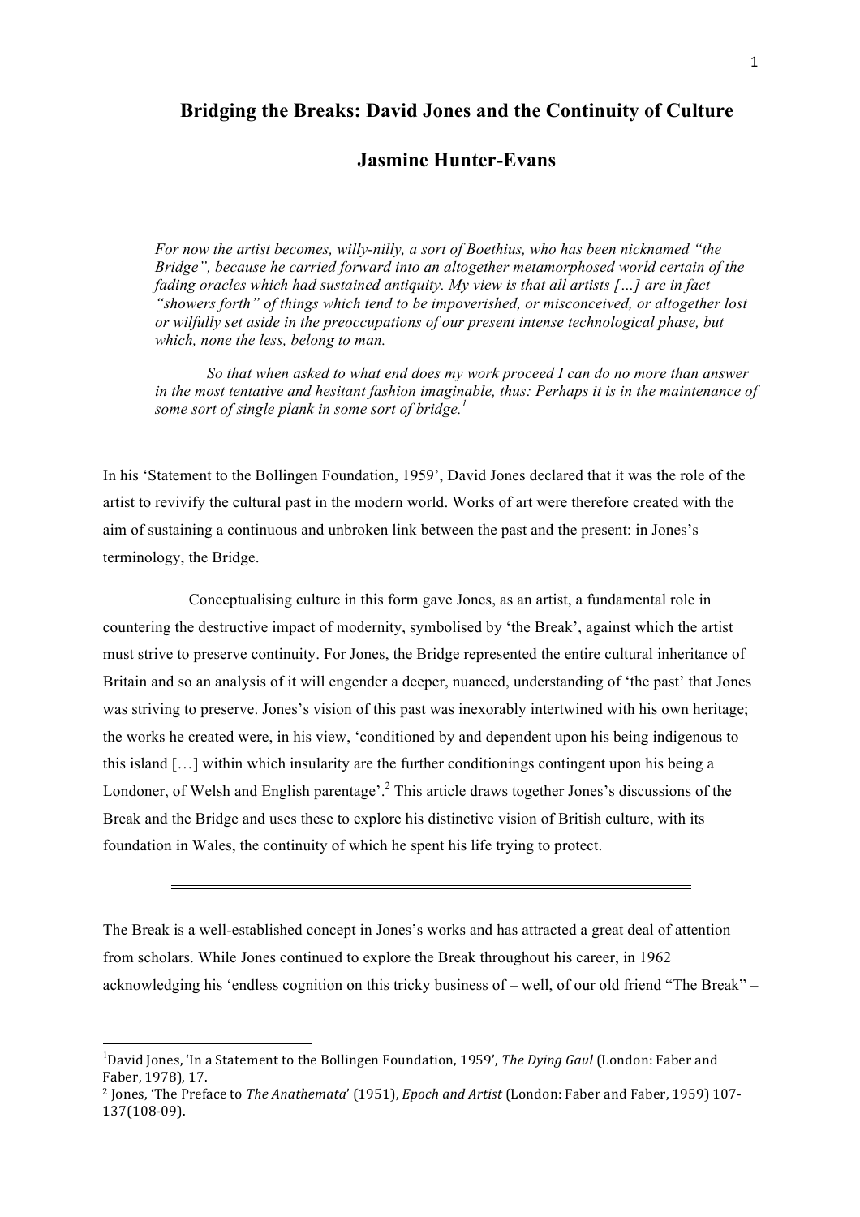# Bridging the Breaks: David Jones and the Continuity of Culture

## Jasmine Hunter-Evans

> *For now the artist becomes, willy-nilly, a sort of Boethius, who has been nicknamed "the Bridge", because he carried forward into an altogether metamorphosed world certain of the fading oracles which had sustained antiquity. My view is that all artists […] are in fact "showers forth" of things which tend to be impoverished, or misconceived, or altogether lost or wilfully set aside in the preoccupations of our present intense technological phase, but which, none the less, belong to man.*
>
> *So that when asked to what end does my work proceed I can do no more than answer in the most tentative and hesitant fashion imaginable, thus: Perhaps it is in the maintenance of some sort of single plank in some sort of bridge.*[1]

In his 'Statement to the Bollingen Foundation, 1959', David Jones declared that it was the role of the artist to revivify the cultural past in the modern world. Works of art were therefore created with the aim of sustaining a continuous and unbroken link between the past and the present: in Jones's terminology, the Bridge.

Conceptualising culture in this form gave Jones, as an artist, a fundamental role in countering the destructive impact of modernity, symbolised by 'the Break', against which the artist must strive to preserve continuity. For Jones, the Bridge represented the entire cultural inheritance of Britain and so an analysis of it will engender a deeper, nuanced, understanding of 'the past' that Jones was striving to preserve. Jones's vision of this past was inexorably intertwined with his own heritage; the works he created were, in his view, 'conditioned by and dependent upon his being indigenous to this island […] within which insularity are the further conditionings contingent upon his being a Londoner, of Welsh and English parentage'.[2] This article draws together Jones's discussions of the Break and the Bridge and uses these to explore his distinctive vision of British culture, with its foundation in Wales, the continuity of which he spent his life trying to protect.

---

The Break is a well-established concept in Jones's works and has attracted a great deal of attention from scholars. While Jones continued to explore the Break throughout his career, in 1962 acknowledging his 'endless cognition on this tricky business of – well, of our old friend "The Break" –

---

[1] David Jones, 'In a Statement to the Bollingen Foundation, 1959', *The Dying Gaul* (London: Faber and Faber, 1978), 17.

[2] Jones, 'The Preface to *The Anathemata*' (1951), *Epoch and Artist* (London: Faber and Faber, 1959) 107-137(108-09).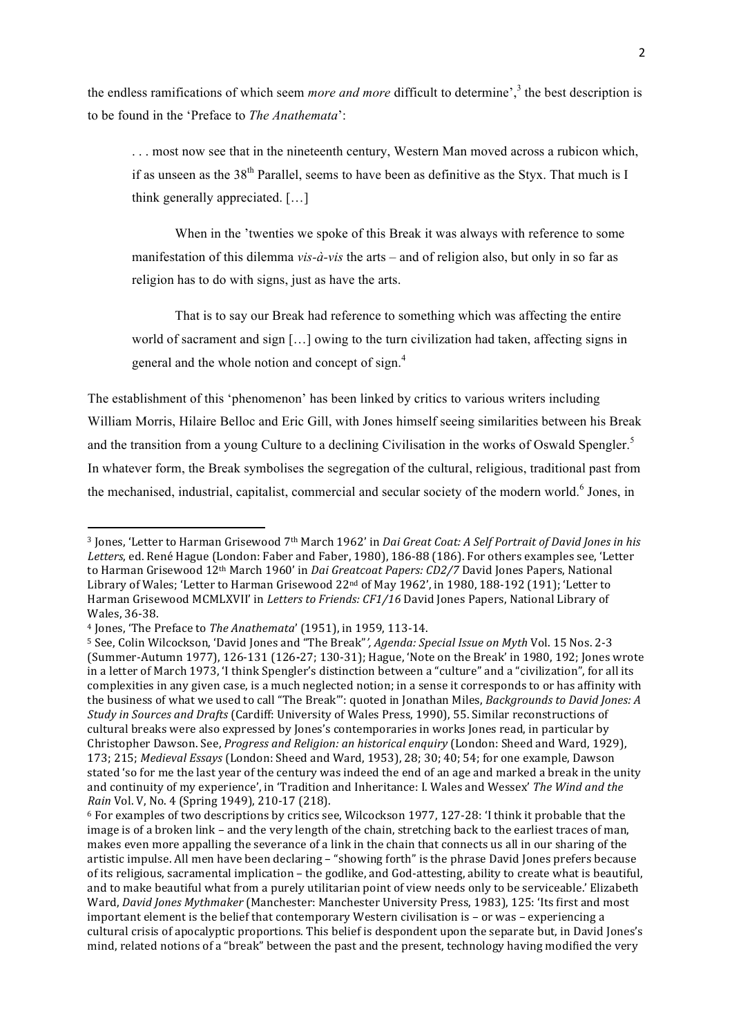the endless ramifications of which seem *more and more* difficult to determine',[3] the best description is to be found in the 'Preface to *The Anathemata*':

> . . . most now see that in the nineteenth century, Western Man moved across a rubicon which, if as unseen as the 38th Parallel, seems to have been as definitive as the Styx. That much is I think generally appreciated. […]
>
> When in the 'twenties we spoke of this Break it was always with reference to some manifestation of this dilemma *vis-à-vis* the arts – and of religion also, but only in so far as religion has to do with signs, just as have the arts.
>
> That is to say our Break had reference to something which was affecting the entire world of sacrament and sign […] owing to the turn civilization had taken, affecting signs in general and the whole notion and concept of sign.[4]

The establishment of this 'phenomenon' has been linked by critics to various writers including William Morris, Hilaire Belloc and Eric Gill, with Jones himself seeing similarities between his Break and the transition from a young Culture to a declining Civilisation in the works of Oswald Spengler.[5] In whatever form, the Break symbolises the segregation of the cultural, religious, traditional past from the mechanised, industrial, capitalist, commercial and secular society of the modern world.[6] Jones, in

---

[3] Jones, 'Letter to Harman Grisewood 7th March 1962' in *Dai Great Coat: A Self Portrait of David Jones in his Letters*, ed. René Hague (London: Faber and Faber, 1980), 186-88 (186). For others examples see, 'Letter to Harman Grisewood 12th March 1960' in *Dai Greatcoat Papers: CD2/7* David Jones Papers, National Library of Wales; 'Letter to Harman Grisewood 22nd of May 1962', in 1980, 188-192 (191); 'Letter to Harman Grisewood MCMLXVII' in *Letters to Friends: CF1/16* David Jones Papers, National Library of Wales, 36-38.

[4] Jones, 'The Preface to *The Anathemata*' (1951), in 1959, 113-14.

[5] See, Colin Wilcockson, 'David Jones and "The Break"', *Agenda: Special Issue on Myth* Vol. 15 Nos. 2-3 (Summer-Autumn 1977), 126-131 (126-27; 130-31); Hague, 'Note on the Break' in 1980, 192; Jones wrote in a letter of March 1973, 'I think Spengler's distinction between a "culture" and a "civilization", for all its complexities in any given case, is a much neglected notion; in a sense it corresponds to or has affinity with the business of what we used to call "The Break"': quoted in Jonathan Miles, *Backgrounds to David Jones: A Study in Sources and Drafts* (Cardiff: University of Wales Press, 1990), 55. Similar reconstructions of cultural breaks were also expressed by Jones's contemporaries in works Jones read, in particular by Christopher Dawson. See, *Progress and Religion: an historical enquiry* (London: Sheed and Ward, 1929), 173; 215; *Medieval Essays* (London: Sheed and Ward, 1953), 28; 30; 40; 54; for one example, Dawson stated 'so for me the last year of the century was indeed the end of an age and marked a break in the unity and continuity of my experience', in 'Tradition and Inheritance: I. Wales and Wessex' *The Wind and the Rain* Vol. V, No. 4 (Spring 1949), 210-17 (218).

[6] For examples of two descriptions by critics see, Wilcockson 1977, 127-28: 'I think it probable that the image is of a broken link – and the very length of the chain, stretching back to the earliest traces of man, makes even more appalling the severance of a link in the chain that connects us all in our sharing of the artistic impulse. All men have been declaring – "showing forth" is the phrase David Jones prefers because of its religious, sacramental implication – the godlike, and God-attesting, ability to create what is beautiful, and to make beautiful what from a purely utilitarian point of view needs only to be serviceable.' Elizabeth Ward, *David Jones Mythmaker* (Manchester: Manchester University Press, 1983), 125: 'Its first and most important element is the belief that contemporary Western civilisation is – or was – experiencing a cultural crisis of apocalyptic proportions. This belief is despondent upon the separate but, in David Jones's mind, related notions of a "break" between the past and the present, technology having modified the very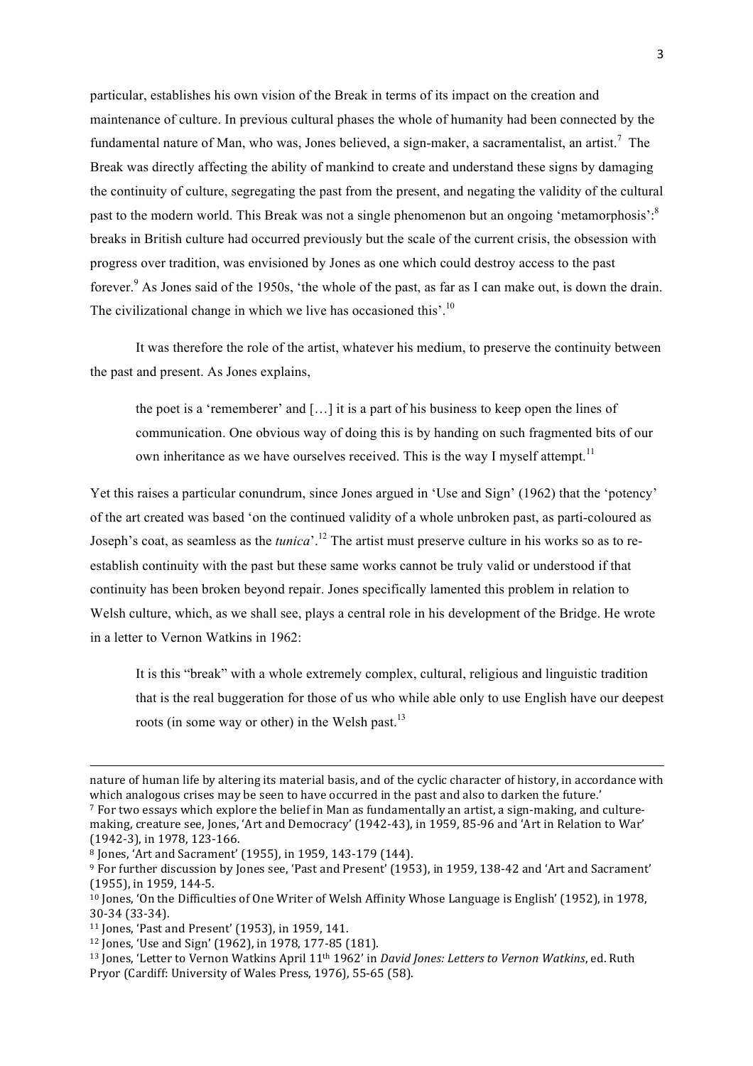particular, establishes his own vision of the Break in terms of its impact on the creation and maintenance of culture. In previous cultural phases the whole of humanity had been connected by the fundamental nature of Man, who was, Jones believed, a sign-maker, a sacramentalist, an artist.[7] The Break was directly affecting the ability of mankind to create and understand these signs by damaging the continuity of culture, segregating the past from the present, and negating the validity of the cultural past to the modern world. This Break was not a single phenomenon but an ongoing 'metamorphosis':[8] breaks in British culture had occurred previously but the scale of the current crisis, the obsession with progress over tradition, was envisioned by Jones as one which could destroy access to the past forever.[9] As Jones said of the 1950s, 'the whole of the past, as far as I can make out, is down the drain. The civilizational change in which we live has occasioned this'.[10]

It was therefore the role of the artist, whatever his medium, to preserve the continuity between the past and present. As Jones explains,

> the poet is a 'rememberer' and […] it is a part of his business to keep open the lines of communication. One obvious way of doing this is by handing on such fragmented bits of our own inheritance as we have ourselves received. This is the way I myself attempt.[11]

Yet this raises a particular conundrum, since Jones argued in 'Use and Sign' (1962) that the 'potency' of the art created was based 'on the continued validity of a whole unbroken past, as parti-coloured as Joseph's coat, as seamless as the *tunica*'.[12] The artist must preserve culture in his works so as to re-establish continuity with the past but these same works cannot be truly valid or understood if that continuity has been broken beyond repair. Jones specifically lamented this problem in relation to Welsh culture, which, as we shall see, plays a central role in his development of the Bridge. He wrote in a letter to Vernon Watkins in 1962:

> It is this "break" with a whole extremely complex, cultural, religious and linguistic tradition that is the real buggeration for those of us who while able only to use English have our deepest roots (in some way or other) in the Welsh past.[13]

---

nature of human life by altering its material basis, and of the cyclic character of history, in accordance with which analogous crises may be seen to have occurred in the past and also to darken the future.'

[7] For two essays which explore the belief in Man as fundamentally an artist, a sign-making, and culture-making, creature see, Jones, 'Art and Democracy' (1942-43), in 1959, 85-96 and 'Art in Relation to War' (1942-3), in 1978, 123-166.

[8] Jones, 'Art and Sacrament' (1955), in 1959, 143-179 (144).

[9] For further discussion by Jones see, 'Past and Present' (1953), in 1959, 138-42 and 'Art and Sacrament' (1955), in 1959, 144-5.

[10] Jones, 'On the Difficulties of One Writer of Welsh Affinity Whose Language is English' (1952), in 1978, 30-34 (33-34).

[11] Jones, 'Past and Present' (1953), in 1959, 141.

[12] Jones, 'Use and Sign' (1962), in 1978, 177-85 (181).

[13] Jones, 'Letter to Vernon Watkins April 11th 1962' in *David Jones: Letters to Vernon Watkins*, ed. Ruth Pryor (Cardiff: University of Wales Press, 1976), 55-65 (58).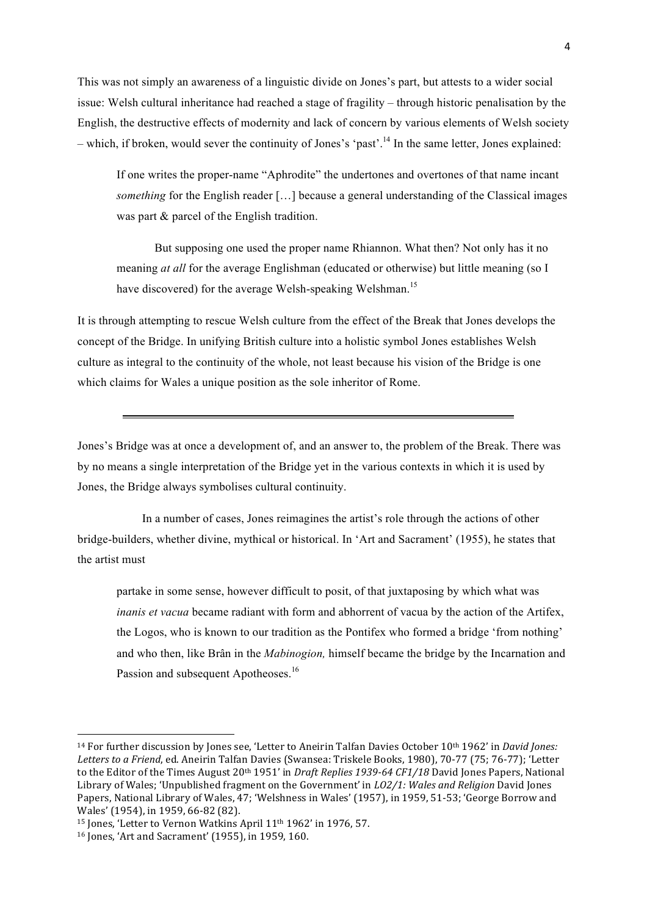This was not simply an awareness of a linguistic divide on Jones's part, but attests to a wider social issue: Welsh cultural inheritance had reached a stage of fragility – through historic penalisation by the English, the destructive effects of modernity and lack of concern by various elements of Welsh society – which, if broken, would sever the continuity of Jones's 'past'.[14] In the same letter, Jones explained:

> If one writes the proper-name "Aphrodite" the undertones and overtones of that name incant *something* for the English reader […] because a general understanding of the Classical images was part & parcel of the English tradition.
>
> But supposing one used the proper name Rhiannon. What then? Not only has it no meaning *at all* for the average Englishman (educated or otherwise) but little meaning (so I have discovered) for the average Welsh-speaking Welshman.[15]

It is through attempting to rescue Welsh culture from the effect of the Break that Jones develops the concept of the Bridge. In unifying British culture into a holistic symbol Jones establishes Welsh culture as integral to the continuity of the whole, not least because his vision of the Bridge is one which claims for Wales a unique position as the sole inheritor of Rome.

---

Jones's Bridge was at once a development of, and an answer to, the problem of the Break. There was by no means a single interpretation of the Bridge yet in the various contexts in which it is used by Jones, the Bridge always symbolises cultural continuity.

In a number of cases, Jones reimagines the artist's role through the actions of other bridge-builders, whether divine, mythical or historical. In 'Art and Sacrament' (1955), he states that the artist must

> partake in some sense, however difficult to posit, of that juxtaposing by which what was *inanis et vacua* became radiant with form and abhorrent of vacua by the action of the Artifex, the Logos, who is known to our tradition as the Pontifex who formed a bridge 'from nothing' and who then, like Brân in the *Mabinogion,* himself became the bridge by the Incarnation and Passion and subsequent Apotheoses.[16]

---

[14] For further discussion by Jones see, 'Letter to Aneirin Talfan Davies October 10th 1962' in *David Jones: Letters to a Friend*, ed. Aneirin Talfan Davies (Swansea: Triskele Books, 1980), 70-77 (75; 76-77); 'Letter to the Editor of the Times August 20th 1951' in *Draft Replies 1939-64 CF1/18* David Jones Papers, National Library of Wales; 'Unpublished fragment on the Government' in *LO2/1: Wales and Religion* David Jones Papers, National Library of Wales, 47; 'Welshness in Wales' (1957), in 1959, 51-53; 'George Borrow and Wales' (1954), in 1959, 66-82 (82).

[15] Jones, 'Letter to Vernon Watkins April 11th 1962' in 1976, 57.

[16] Jones, 'Art and Sacrament' (1955), in 1959, 160.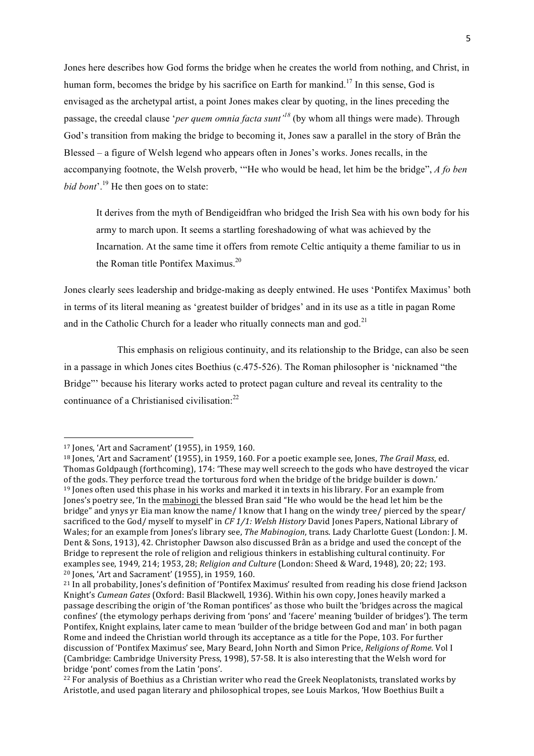Jones here describes how God forms the bridge when he creates the world from nothing, and Christ, in human form, becomes the bridge by his sacrifice on Earth for mankind.[17] In this sense, God is envisaged as the archetypal artist, a point Jones makes clear by quoting, in the lines preceding the passage, the creedal clause '*per quem omnia facta sunt*'[18] (by whom all things were made). Through God's transition from making the bridge to becoming it, Jones saw a parallel in the story of Brân the Blessed – a figure of Welsh legend who appears often in Jones's works. Jones recalls, in the accompanying footnote, the Welsh proverb, '"He who would be head, let him be the bridge", *A fo ben bid bont*'.[19] He then goes on to state:

> It derives from the myth of Bendigeidfran who bridged the Irish Sea with his own body for his army to march upon. It seems a startling foreshadowing of what was achieved by the Incarnation. At the same time it offers from remote Celtic antiquity a theme familiar to us in the Roman title Pontifex Maximus.[20]

Jones clearly sees leadership and bridge-making as deeply entwined. He uses 'Pontifex Maximus' both in terms of its literal meaning as 'greatest builder of bridges' and in its use as a title in pagan Rome and in the Catholic Church for a leader who ritually connects man and god.[21]

This emphasis on religious continuity, and its relationship to the Bridge, can also be seen in a passage in which Jones cites Boethius (c.475-526). The Roman philosopher is 'nicknamed "the Bridge"' because his literary works acted to protect pagan culture and reveal its centrality to the continuance of a Christianised civilisation:[22]

---

[17] Jones, 'Art and Sacrament' (1955), in 1959, 160.

[18] Jones, 'Art and Sacrament' (1955), in 1959, 160. For a poetic example see, Jones, *The Grail Mass*, ed. Thomas Goldpaugh (forthcoming), 174: 'These may well screech to the gods who have destroyed the vicar of the gods. They perforce tread the torturous ford when the bridge of the bridge builder is down.'

[19] Jones often used this phase in his works and marked it in texts in his library. For an example from Jones's poetry see, 'In the mabinogi the blessed Bran said "He who would be the head let him be the bridge" and ynys yr Eia man know the name/ I know that I hang on the windy tree/ pierced by the spear/ sacrificed to the God/ myself to myself' in *CF 1/1: Welsh History* David Jones Papers, National Library of Wales; for an example from Jones's library see, *The Mabinogion*, trans. Lady Charlotte Guest (London: J. M. Dent & Sons, 1913), 42. Christopher Dawson also discussed Brân as a bridge and used the concept of the Bridge to represent the role of religion and religious thinkers in establishing cultural continuity. For examples see, 1949, 214; 1953, 28; *Religion and Culture* (London: Sheed & Ward, 1948), 20; 22; 193.

[20] Jones, 'Art and Sacrament' (1955), in 1959, 160.

[21] In all probability, Jones's definition of 'Pontifex Maximus' resulted from reading his close friend Jackson Knight's *Cumean Gates* (Oxford: Basil Blackwell, 1936). Within his own copy, Jones heavily marked a passage describing the origin of 'the Roman pontifices' as those who built the 'bridges across the magical confines' (the etymology perhaps deriving from 'pons' and 'facere' meaning 'builder of bridges'). The term Pontifex, Knight explains, later came to mean 'builder of the bridge between God and man' in both pagan Rome and indeed the Christian world through its acceptance as a title for the Pope, 103. For further discussion of 'Pontifex Maximus' see, Mary Beard, John North and Simon Price, *Religions of Rome*. Vol I (Cambridge: Cambridge University Press, 1998), 57-58. It is also interesting that the Welsh word for bridge 'pont' comes from the Latin 'pons'.

[22] For analysis of Boethius as a Christian writer who read the Greek Neoplatonists, translated works by Aristotle, and used pagan literary and philosophical tropes, see Louis Markos, 'How Boethius Built a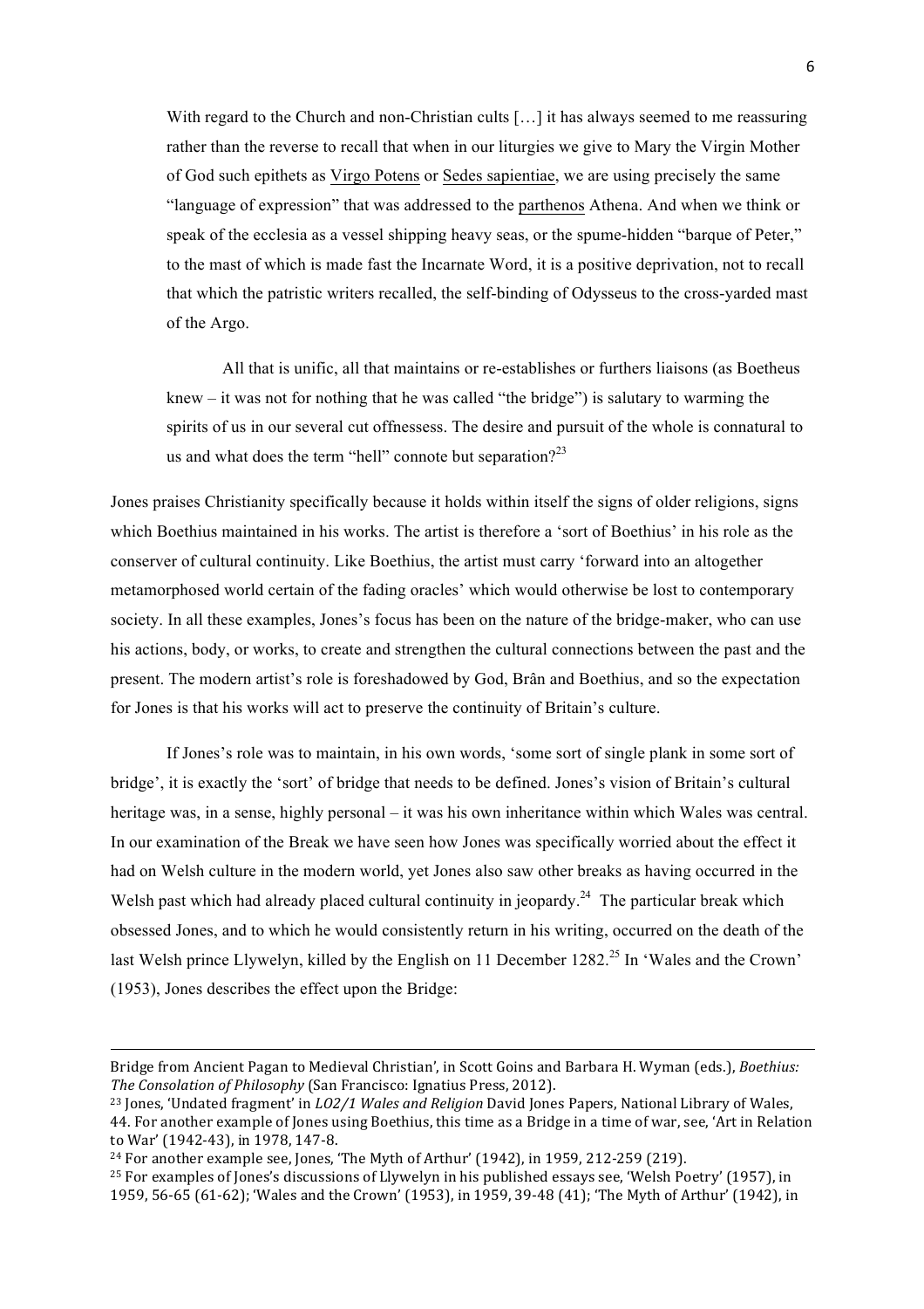> With regard to the Church and non-Christian cults […] it has always seemed to me reassuring rather than the reverse to recall that when in our liturgies we give to Mary the Virgin Mother of God such epithets as Virgo Potens or Sedes sapientiae, we are using precisely the same "language of expression" that was addressed to the parthenos Athena. And when we think or speak of the ecclesia as a vessel shipping heavy seas, or the spume-hidden "barque of Peter," to the mast of which is made fast the Incarnate Word, it is a positive deprivation, not to recall that which the patristic writers recalled, the self-binding of Odysseus to the cross-yarded mast of the Argo.
>
> All that is unific, all that maintains or re-establishes or furthers liaisons (as Boetheus knew – it was not for nothing that he was called "the bridge") is salutary to warming the spirits of us in our several cut offnessess. The desire and pursuit of the whole is connatural to us and what does the term "hell" connote but separation?[23]

Jones praises Christianity specifically because it holds within itself the signs of older religions, signs which Boethius maintained in his works. The artist is therefore a 'sort of Boethius' in his role as the conserver of cultural continuity. Like Boethius, the artist must carry 'forward into an altogether metamorphosed world certain of the fading oracles' which would otherwise be lost to contemporary society. In all these examples, Jones's focus has been on the nature of the bridge-maker, who can use his actions, body, or works, to create and strengthen the cultural connections between the past and the present. The modern artist's role is foreshadowed by God, Brân and Boethius, and so the expectation for Jones is that his works will act to preserve the continuity of Britain's culture.

If Jones's role was to maintain, in his own words, 'some sort of single plank in some sort of bridge', it is exactly the 'sort' of bridge that needs to be defined. Jones's vision of Britain's cultural heritage was, in a sense, highly personal – it was his own inheritance within which Wales was central. In our examination of the Break we have seen how Jones was specifically worried about the effect it had on Welsh culture in the modern world, yet Jones also saw other breaks as having occurred in the Welsh past which had already placed cultural continuity in jeopardy.[24] The particular break which obsessed Jones, and to which he would consistently return in his writing, occurred on the death of the last Welsh prince Llywelyn, killed by the English on 11 December 1282.[25] In 'Wales and the Crown' (1953), Jones describes the effect upon the Bridge:

---

Bridge from Ancient Pagan to Medieval Christian', in Scott Goins and Barbara H. Wyman (eds.), *Boethius: The Consolation of Philosophy* (San Francisco: Ignatius Press, 2012).

[23] Jones, 'Undated fragment' in *LO2/1 Wales and Religion* David Jones Papers, National Library of Wales, 44. For another example of Jones using Boethius, this time as a Bridge in a time of war, see, 'Art in Relation to War' (1942-43), in 1978, 147-8.

[24] For another example see, Jones, 'The Myth of Arthur' (1942), in 1959, 212-259 (219).

[25] For examples of Jones's discussions of Llywelyn in his published essays see, 'Welsh Poetry' (1957), in 1959, 56-65 (61-62); 'Wales and the Crown' (1953), in 1959, 39-48 (41); 'The Myth of Arthur' (1942), in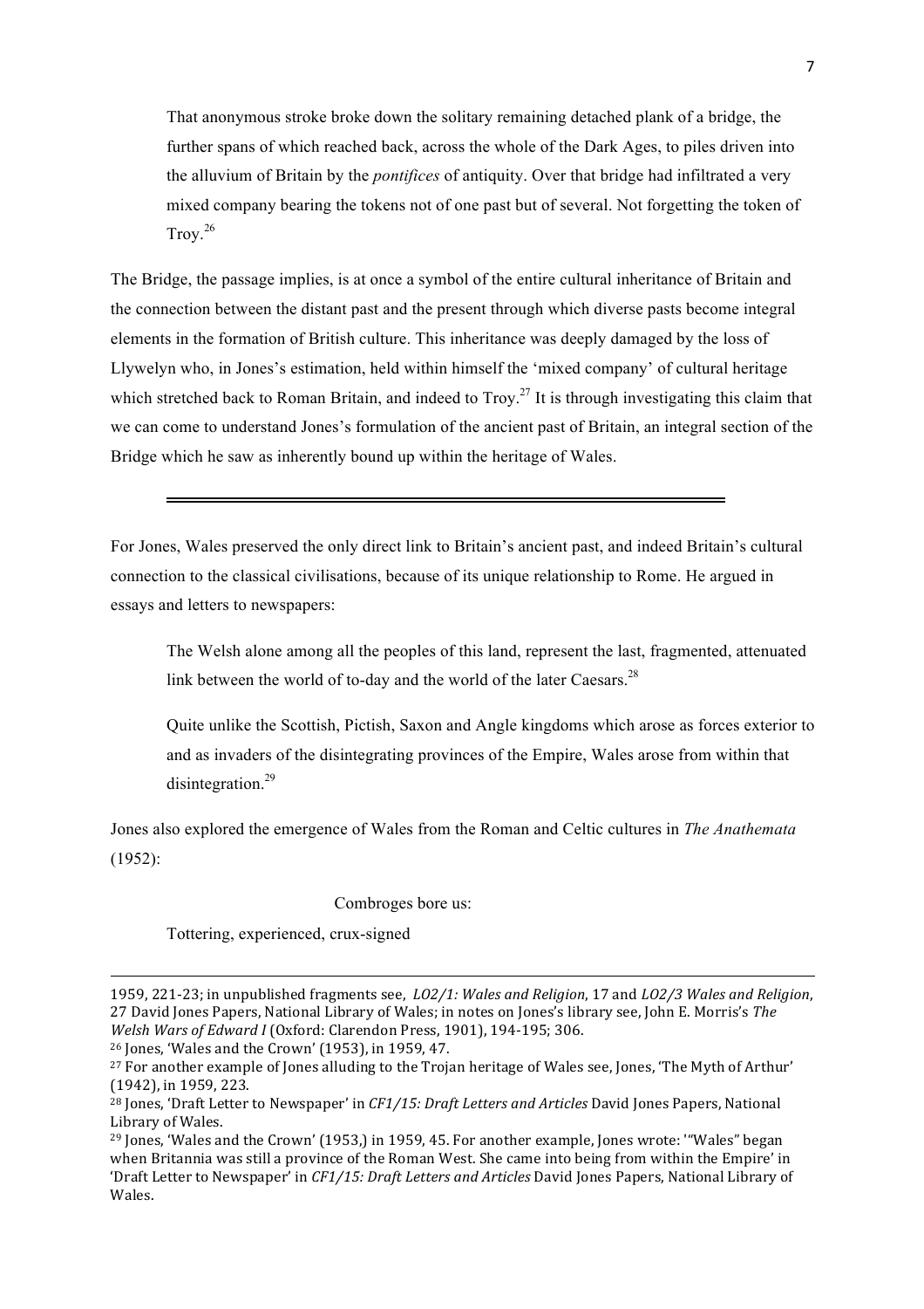> That anonymous stroke broke down the solitary remaining detached plank of a bridge, the further spans of which reached back, across the whole of the Dark Ages, to piles driven into the alluvium of Britain by the *pontifices* of antiquity. Over that bridge had infiltrated a very mixed company bearing the tokens not of one past but of several. Not forgetting the token of Troy.[26]

The Bridge, the passage implies, is at once a symbol of the entire cultural inheritance of Britain and the connection between the distant past and the present through which diverse pasts become integral elements in the formation of British culture. This inheritance was deeply damaged by the loss of Llywelyn who, in Jones's estimation, held within himself the 'mixed company' of cultural heritage which stretched back to Roman Britain, and indeed to Troy.[27] It is through investigating this claim that we can come to understand Jones's formulation of the ancient past of Britain, an integral section of the Bridge which he saw as inherently bound up within the heritage of Wales.

---

For Jones, Wales preserved the only direct link to Britain's ancient past, and indeed Britain's cultural connection to the classical civilisations, because of its unique relationship to Rome. He argued in essays and letters to newspapers:

> The Welsh alone among all the peoples of this land, represent the last, fragmented, attenuated link between the world of to-day and the world of the later Caesars.[28]

> Quite unlike the Scottish, Pictish, Saxon and Angle kingdoms which arose as forces exterior to and as invaders of the disintegrating provinces of the Empire, Wales arose from within that disintegration.[29]

Jones also explored the emergence of Wales from the Roman and Celtic cultures in *The Anathemata* (1952):

> Combroges bore us:
>
> Tottering, experienced, crux-signed

---

1959, 221-23; in unpublished fragments see, *LO2/1: Wales and Religion*, 17 and *LO2/3 Wales and Religion*, 27 David Jones Papers, National Library of Wales; in notes on Jones's library see, John E. Morris's *The Welsh Wars of Edward I* (Oxford: Clarendon Press, 1901), 194-195; 306.

[26] Jones, 'Wales and the Crown' (1953), in 1959, 47.

[27] For another example of Jones alluding to the Trojan heritage of Wales see, Jones, 'The Myth of Arthur' (1942), in 1959, 223.

[28] Jones, 'Draft Letter to Newspaper' in *CF1/15: Draft Letters and Articles* David Jones Papers, National Library of Wales.

[29] Jones, 'Wales and the Crown' (1953,) in 1959, 45. For another example, Jones wrote: '"Wales" began when Britannia was still a province of the Roman West. She came into being from within the Empire' in 'Draft Letter to Newspaper' in *CF1/15: Draft Letters and Articles* David Jones Papers, National Library of Wales.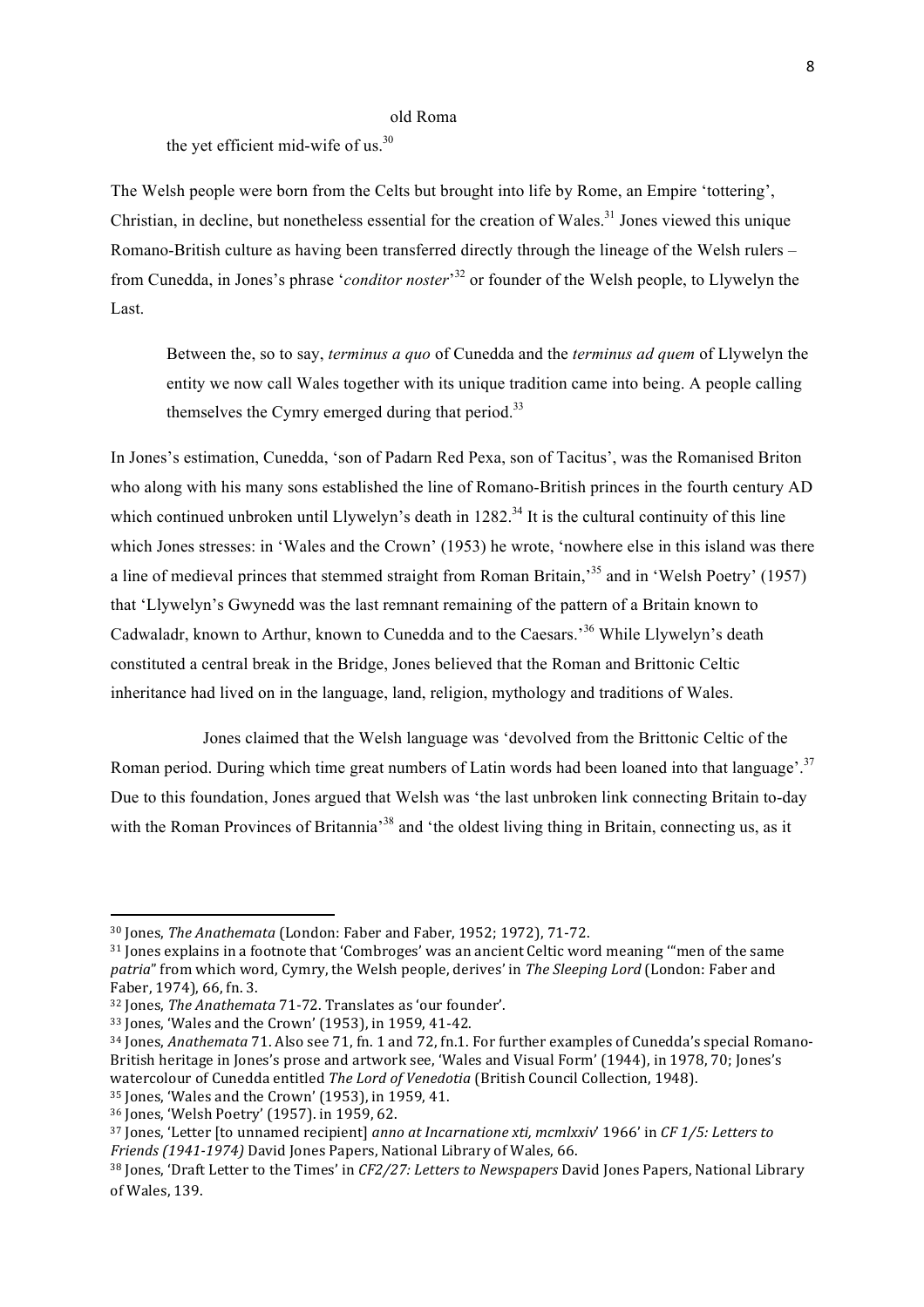old Roma

the yet efficient mid-wife of us.[30]

The Welsh people were born from the Celts but brought into life by Rome, an Empire 'tottering', Christian, in decline, but nonetheless essential for the creation of Wales.[31] Jones viewed this unique Romano-British culture as having been transferred directly through the lineage of the Welsh rulers – from Cunedda, in Jones's phrase '*conditor noster*'[32] or founder of the Welsh people, to Llywelyn the Last.

> Between the, so to say, *terminus a quo* of Cunedda and the *terminus ad quem* of Llywelyn the entity we now call Wales together with its unique tradition came into being. A people calling themselves the Cymry emerged during that period.[33]

In Jones's estimation, Cunedda, 'son of Padarn Red Pexa, son of Tacitus', was the Romanised Briton who along with his many sons established the line of Romano-British princes in the fourth century AD which continued unbroken until Llywelyn's death in 1282.[34] It is the cultural continuity of this line which Jones stresses: in 'Wales and the Crown' (1953) he wrote, 'nowhere else in this island was there a line of medieval princes that stemmed straight from Roman Britain,'[35] and in 'Welsh Poetry' (1957) that 'Llywelyn's Gwynedd was the last remnant remaining of the pattern of a Britain known to Cadwaladr, known to Arthur, known to Cunedda and to the Caesars.'[36] While Llywelyn's death constituted a central break in the Bridge, Jones believed that the Roman and Brittonic Celtic inheritance had lived on in the language, land, religion, mythology and traditions of Wales.

Jones claimed that the Welsh language was 'devolved from the Brittonic Celtic of the Roman period. During which time great numbers of Latin words had been loaned into that language'.[37] Due to this foundation, Jones argued that Welsh was 'the last unbroken link connecting Britain to-day with the Roman Provinces of Britannia'[38] and 'the oldest living thing in Britain, connecting us, as it

---

[30] Jones, *The Anathemata* (London: Faber and Faber, 1952; 1972), 71-72.

[31] Jones explains in a footnote that 'Combroges' was an ancient Celtic word meaning '"men of the same *patria*" from which word, Cymry, the Welsh people, derives' in *The Sleeping Lord* (London: Faber and Faber, 1974), 66, fn. 3.

[32] Jones, *The Anathemata* 71-72. Translates as 'our founder'.

[33] Jones, 'Wales and the Crown' (1953), in 1959, 41-42.

[34] Jones, *Anathemata* 71. Also see 71, fn. 1 and 72, fn.1. For further examples of Cunedda's special Romano-British heritage in Jones's prose and artwork see, 'Wales and Visual Form' (1944), in 1978, 70; Jones's watercolour of Cunedda entitled *The Lord of Venedotia* (British Council Collection, 1948).

[35] Jones, 'Wales and the Crown' (1953), in 1959, 41.

[36] Jones, 'Welsh Poetry' (1957). in 1959, 62.

[37] Jones, 'Letter [to unnamed recipient] *anno at Incarnatione xti, mcmlxxiv*' 1966' in *CF 1/5: Letters to Friends (1941-1974)* David Jones Papers, National Library of Wales, 66.

[38] Jones, 'Draft Letter to the Times' in *CF2/27: Letters to Newspapers* David Jones Papers, National Library of Wales, 139.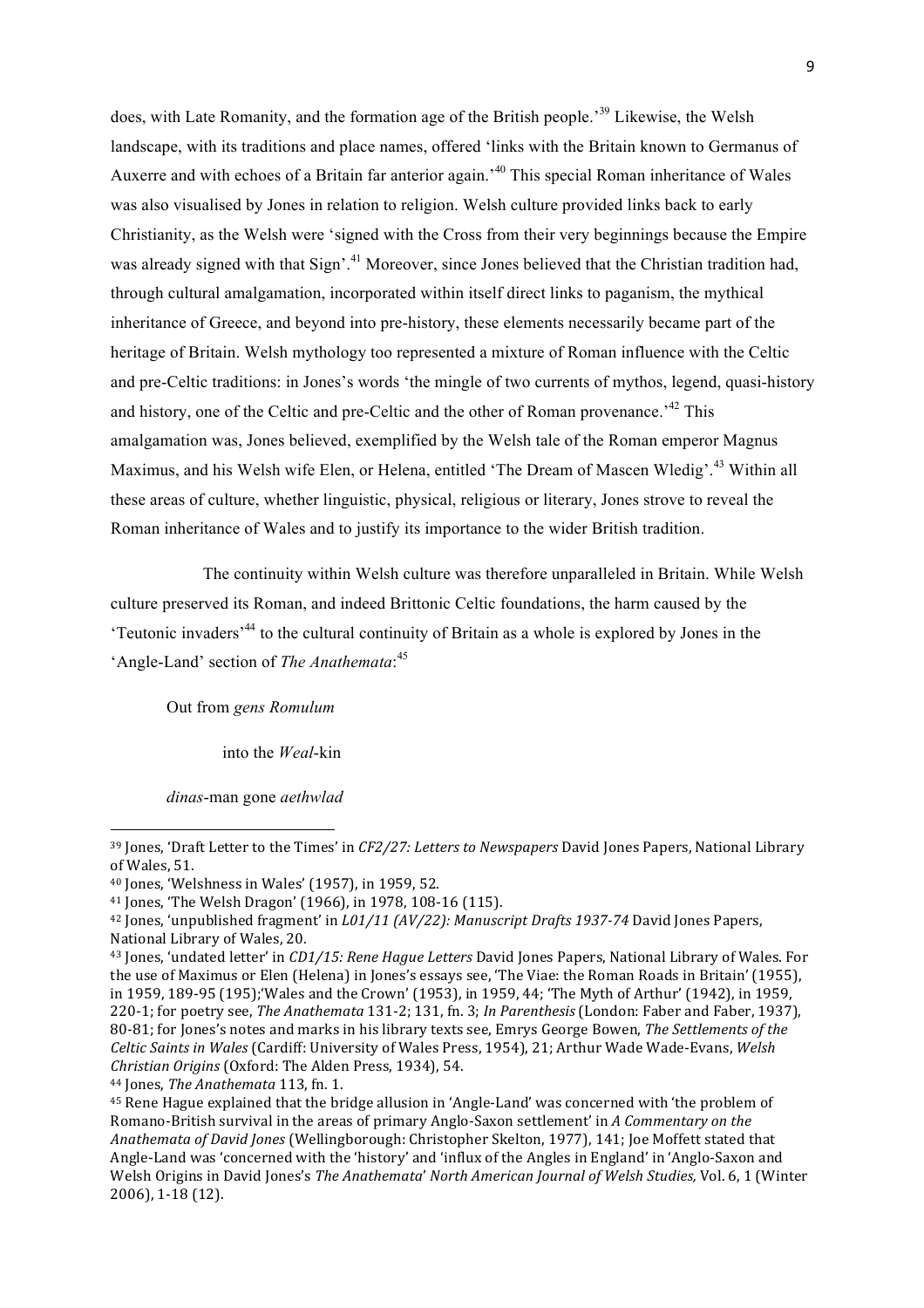does, with Late Romanity, and the formation age of the British people.'[39] Likewise, the Welsh landscape, with its traditions and place names, offered 'links with the Britain known to Germanus of Auxerre and with echoes of a Britain far anterior again.'[40] This special Roman inheritance of Wales was also visualised by Jones in relation to religion. Welsh culture provided links back to early Christianity, as the Welsh were 'signed with the Cross from their very beginnings because the Empire was already signed with that Sign'.[41] Moreover, since Jones believed that the Christian tradition had, through cultural amalgamation, incorporated within itself direct links to paganism, the mythical inheritance of Greece, and beyond into pre-history, these elements necessarily became part of the heritage of Britain. Welsh mythology too represented a mixture of Roman influence with the Celtic and pre-Celtic traditions: in Jones's words 'the mingle of two currents of mythos, legend, quasi-history and history, one of the Celtic and pre-Celtic and the other of Roman provenance.'[42] This amalgamation was, Jones believed, exemplified by the Welsh tale of the Roman emperor Magnus Maximus, and his Welsh wife Elen, or Helena, entitled 'The Dream of Mascen Wledig'.[43] Within all these areas of culture, whether linguistic, physical, religious or literary, Jones strove to reveal the Roman inheritance of Wales and to justify its importance to the wider British tradition.

The continuity within Welsh culture was therefore unparalleled in Britain. While Welsh culture preserved its Roman, and indeed Brittonic Celtic foundations, the harm caused by the 'Teutonic invaders'[44] to the cultural continuity of Britain as a whole is explored by Jones in the 'Angle-Land' section of *The Anathemata*:[45]

> Out from *gens Romulum*
>
> into the *Weal*-kin
>
> *dinas*-man gone *aethwlad*

---

[39] Jones, 'Draft Letter to the Times' in *CF2/27: Letters to Newspapers* David Jones Papers, National Library of Wales, 51.

[40] Jones, 'Welshness in Wales' (1957), in 1959, 52.

[41] Jones, 'The Welsh Dragon' (1966), in 1978, 108-16 (115).

[42] Jones, 'unpublished fragment' in *L01/11 (AV/22): Manuscript Drafts 1937-74* David Jones Papers, National Library of Wales, 20.

[43] Jones, 'undated letter' in *CD1/15: Rene Hague Letters* David Jones Papers, National Library of Wales. For the use of Maximus or Elen (Helena) in Jones's essays see, 'The Viae: the Roman Roads in Britain' (1955), in 1959, 189-95 (195);'Wales and the Crown' (1953), in 1959, 44; 'The Myth of Arthur' (1942), in 1959, 220-1; for poetry see, *The Anathemata* 131-2; 131, fn. 3; *In Parenthesis* (London: Faber and Faber, 1937), 80-81; for Jones's notes and marks in his library texts see, Emrys George Bowen, *The Settlements of the Celtic Saints in Wales* (Cardiff: University of Wales Press, 1954), 21; Arthur Wade Wade-Evans, *Welsh Christian Origins* (Oxford: The Alden Press, 1934), 54.

[44] Jones, *The Anathemata* 113, fn. 1.

[45] Rene Hague explained that the bridge allusion in 'Angle-Land' was concerned with 'the problem of Romano-British survival in the areas of primary Anglo-Saxon settlement' in *A Commentary on the Anathemata of David Jones* (Wellingborough: Christopher Skelton, 1977), 141; Joe Moffett stated that Angle-Land was 'concerned with the 'history' and 'influx of the Angles in England' in 'Anglo-Saxon and Welsh Origins in David Jones's *The Anathemata*' *North American Journal of Welsh Studies,* Vol. 6, 1 (Winter 2006), 1-18 (12).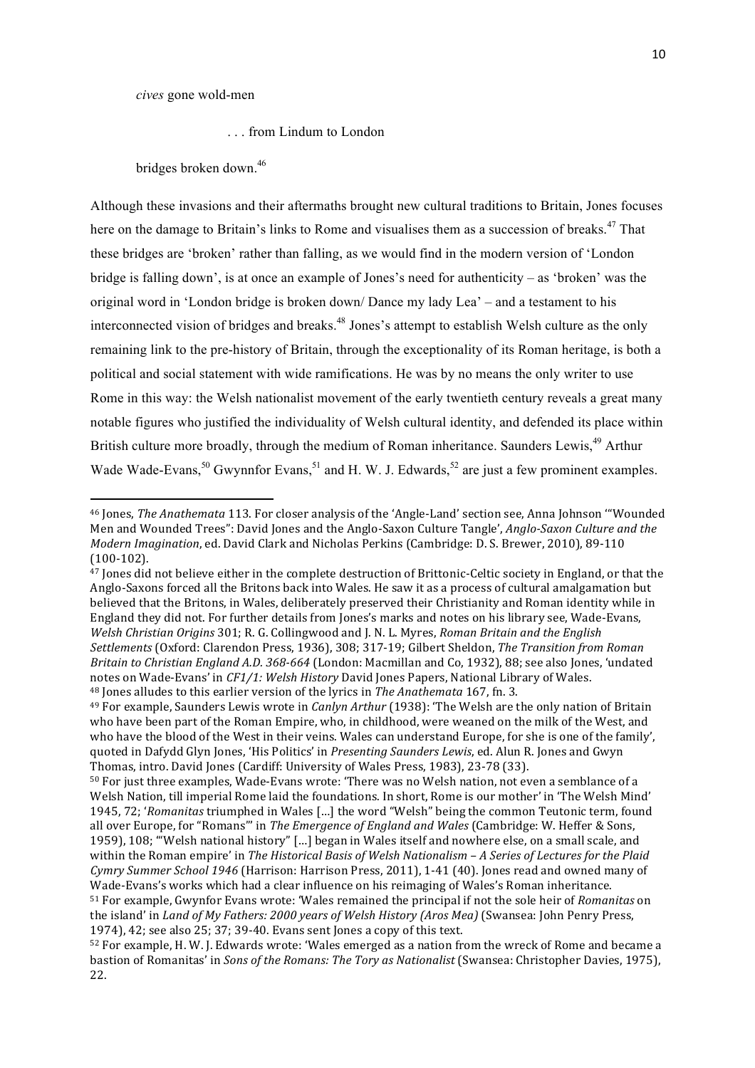*cives* gone wold-men

. . . from Lindum to London

bridges broken down.[46]

Although these invasions and their aftermaths brought new cultural traditions to Britain, Jones focuses here on the damage to Britain's links to Rome and visualises them as a succession of breaks.[47] That these bridges are 'broken' rather than falling, as we would find in the modern version of 'London bridge is falling down', is at once an example of Jones's need for authenticity – as 'broken' was the original word in 'London bridge is broken down/ Dance my lady Lea' – and a testament to his interconnected vision of bridges and breaks.[48] Jones's attempt to establish Welsh culture as the only remaining link to the pre-history of Britain, through the exceptionality of its Roman heritage, is both a political and social statement with wide ramifications. He was by no means the only writer to use Rome in this way: the Welsh nationalist movement of the early twentieth century reveals a great many notable figures who justified the individuality of Welsh cultural identity, and defended its place within British culture more broadly, through the medium of Roman inheritance. Saunders Lewis,[49] Arthur Wade Wade-Evans,[50] Gwynnfor Evans,[51] and H. W. J. Edwards,[52] are just a few prominent examples.

---

[46] Jones, *The Anathemata* 113. For closer analysis of the 'Angle-Land' section see, Anna Johnson '"Wounded Men and Wounded Trees": David Jones and the Anglo-Saxon Culture Tangle', *Anglo-Saxon Culture and the Modern Imagination*, ed. David Clark and Nicholas Perkins (Cambridge: D. S. Brewer, 2010), 89-110 (100-102).

[47] Jones did not believe either in the complete destruction of Brittonic-Celtic society in England, or that the Anglo-Saxons forced all the Britons back into Wales. He saw it as a process of cultural amalgamation but believed that the Britons, in Wales, deliberately preserved their Christianity and Roman identity while in England they did not. For further details from Jones's marks and notes on his library see, Wade-Evans, *Welsh Christian Origins* 301; R. G. Collingwood and J. N. L. Myres, *Roman Britain and the English Settlements* (Oxford: Clarendon Press, 1936), 308; 317-19; Gilbert Sheldon, *The Transition from Roman Britain to Christian England A.D. 368-664* (London: Macmillan and Co, 1932), 88; see also Jones, 'undated notes on Wade-Evans' in *CF1/1: Welsh History* David Jones Papers, National Library of Wales.

[48] Jones alludes to this earlier version of the lyrics in *The Anathemata* 167, fn. 3.

[49] For example, Saunders Lewis wrote in *Canlyn Arthur* (1938): 'The Welsh are the only nation of Britain who have been part of the Roman Empire, who, in childhood, were weaned on the milk of the West, and who have the blood of the West in their veins. Wales can understand Europe, for she is one of the family', quoted in Dafydd Glyn Jones, 'His Politics' in *Presenting Saunders Lewis*, ed. Alun R. Jones and Gwyn Thomas, intro. David Jones (Cardiff: University of Wales Press, 1983), 23-78 (33).

[50] For just three examples, Wade-Evans wrote: 'There was no Welsh nation, not even a semblance of a Welsh Nation, till imperial Rome laid the foundations. In short, Rome is our mother' in 'The Welsh Mind' 1945, 72; '*Romanitas* triumphed in Wales [...] the word "Welsh" being the common Teutonic term, found all over Europe, for "Romans"' in *The Emergence of England and Wales* (Cambridge: W. Heffer & Sons, 1959), 108; '"Welsh national history" [...] began in Wales itself and nowhere else, on a small scale, and within the Roman empire' in *The Historical Basis of Welsh Nationalism – A Series of Lectures for the Plaid Cymry Summer School 1946* (Harrison: Harrison Press, 2011), 1-41 (40). Jones read and owned many of Wade-Evans's works which had a clear influence on his reimaging of Wales's Roman inheritance.

[51] For example, Gwynfor Evans wrote: 'Wales remained the principal if not the sole heir of *Romanitas* on the island' in *Land of My Fathers: 2000 years of Welsh History (Aros Mea)* (Swansea: John Penry Press, 1974), 42; see also 25; 37; 39-40. Evans sent Jones a copy of this text.

[52] For example, H. W. J. Edwards wrote: 'Wales emerged as a nation from the wreck of Rome and became a bastion of Romanitas' in *Sons of the Romans: The Tory as Nationalist* (Swansea: Christopher Davies, 1975), 22.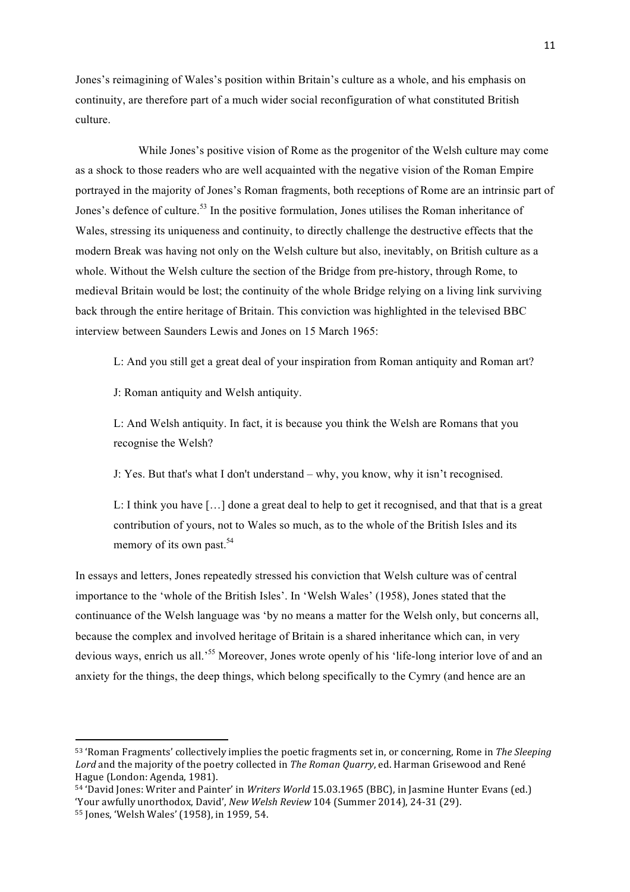Jones's reimagining of Wales's position within Britain's culture as a whole, and his emphasis on continuity, are therefore part of a much wider social reconfiguration of what constituted British culture.

While Jones's positive vision of Rome as the progenitor of the Welsh culture may come as a shock to those readers who are well acquainted with the negative vision of the Roman Empire portrayed in the majority of Jones's Roman fragments, both receptions of Rome are an intrinsic part of Jones's defence of culture.[53] In the positive formulation, Jones utilises the Roman inheritance of Wales, stressing its uniqueness and continuity, to directly challenge the destructive effects that the modern Break was having not only on the Welsh culture but also, inevitably, on British culture as a whole. Without the Welsh culture the section of the Bridge from pre-history, through Rome, to medieval Britain would be lost; the continuity of the whole Bridge relying on a living link surviving back through the entire heritage of Britain. This conviction was highlighted in the televised BBC interview between Saunders Lewis and Jones on 15 March 1965:

> L: And you still get a great deal of your inspiration from Roman antiquity and Roman art?
>
> J: Roman antiquity and Welsh antiquity.
>
> L: And Welsh antiquity. In fact, it is because you think the Welsh are Romans that you recognise the Welsh?
>
> J: Yes. But that's what I don't understand – why, you know, why it isn't recognised.
>
> L: I think you have […] done a great deal to help to get it recognised, and that that is a great contribution of yours, not to Wales so much, as to the whole of the British Isles and its memory of its own past.[54]

In essays and letters, Jones repeatedly stressed his conviction that Welsh culture was of central importance to the 'whole of the British Isles'. In 'Welsh Wales' (1958), Jones stated that the continuance of the Welsh language was 'by no means a matter for the Welsh only, but concerns all, because the complex and involved heritage of Britain is a shared inheritance which can, in very devious ways, enrich us all.'[55] Moreover, Jones wrote openly of his 'life-long interior love of and an anxiety for the things, the deep things, which belong specifically to the Cymry (and hence are an

---

[53] 'Roman Fragments' collectively implies the poetic fragments set in, or concerning, Rome in *The Sleeping Lord* and the majority of the poetry collected in *The Roman Quarry*, ed. Harman Grisewood and René Hague (London: Agenda, 1981).

[54] 'David Jones: Writer and Painter' in *Writers World* 15.03.1965 (BBC), in Jasmine Hunter Evans (ed.) 'Your awfully unorthodox, David', *New Welsh Review* 104 (Summer 2014), 24-31 (29).

[55] Jones, 'Welsh Wales' (1958), in 1959, 54.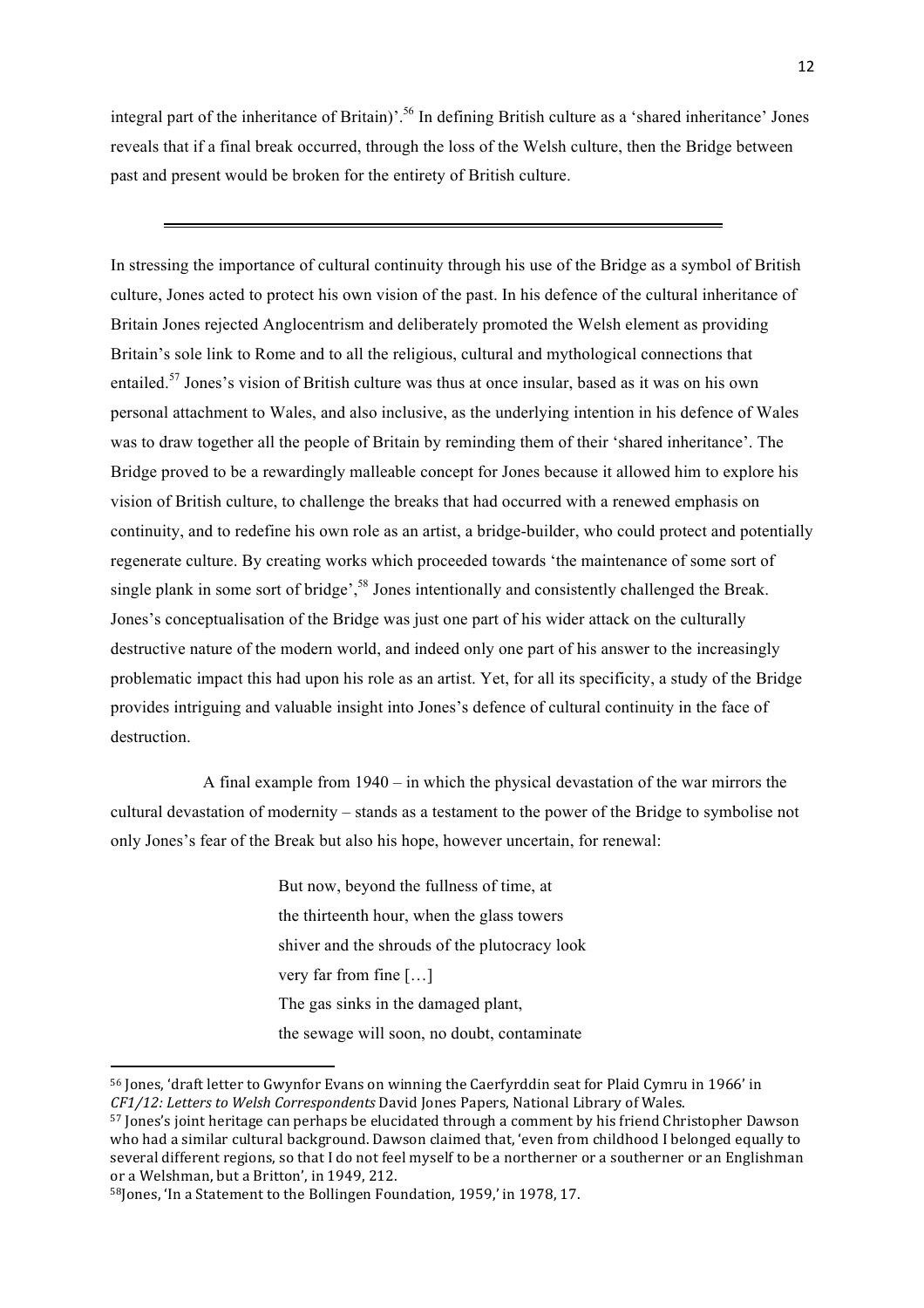integral part of the inheritance of Britain)'.[56] In defining British culture as a 'shared inheritance' Jones reveals that if a final break occurred, through the loss of the Welsh culture, then the Bridge between past and present would be broken for the entirety of British culture.

---

In stressing the importance of cultural continuity through his use of the Bridge as a symbol of British culture, Jones acted to protect his own vision of the past. In his defence of the cultural inheritance of Britain Jones rejected Anglocentrism and deliberately promoted the Welsh element as providing Britain's sole link to Rome and to all the religious, cultural and mythological connections that entailed.[57] Jones's vision of British culture was thus at once insular, based as it was on his own personal attachment to Wales, and also inclusive, as the underlying intention in his defence of Wales was to draw together all the people of Britain by reminding them of their 'shared inheritance'. The Bridge proved to be a rewardingly malleable concept for Jones because it allowed him to explore his vision of British culture, to challenge the breaks that had occurred with a renewed emphasis on continuity, and to redefine his own role as an artist, a bridge-builder, who could protect and potentially regenerate culture. By creating works which proceeded towards 'the maintenance of some sort of single plank in some sort of bridge',[58] Jones intentionally and consistently challenged the Break. Jones's conceptualisation of the Bridge was just one part of his wider attack on the culturally destructive nature of the modern world, and indeed only one part of his answer to the increasingly problematic impact this had upon his role as an artist. Yet, for all its specificity, a study of the Bridge provides intriguing and valuable insight into Jones's defence of cultural continuity in the face of destruction.

A final example from 1940 – in which the physical devastation of the war mirrors the cultural devastation of modernity – stands as a testament to the power of the Bridge to symbolise not only Jones's fear of the Break but also his hope, however uncertain, for renewal:

> But now, beyond the fullness of time, at
> the thirteenth hour, when the glass towers
> shiver and the shrouds of the plutocracy look
> very far from fine […]
> The gas sinks in the damaged plant,
> the sewage will soon, no doubt, contaminate

---

[56] Jones, 'draft letter to Gwynfor Evans on winning the Caerfyrddin seat for Plaid Cymru in 1966' in *CF1/12: Letters to Welsh Correspondents* David Jones Papers, National Library of Wales.

[57] Jones's joint heritage can perhaps be elucidated through a comment by his friend Christopher Dawson who had a similar cultural background. Dawson claimed that, 'even from childhood I belonged equally to several different regions, so that I do not feel myself to be a northerner or a southerner or an Englishman or a Welshman, but a Britton', in 1949, 212.

[58] Jones, 'In a Statement to the Bollingen Foundation, 1959,' in 1978, 17.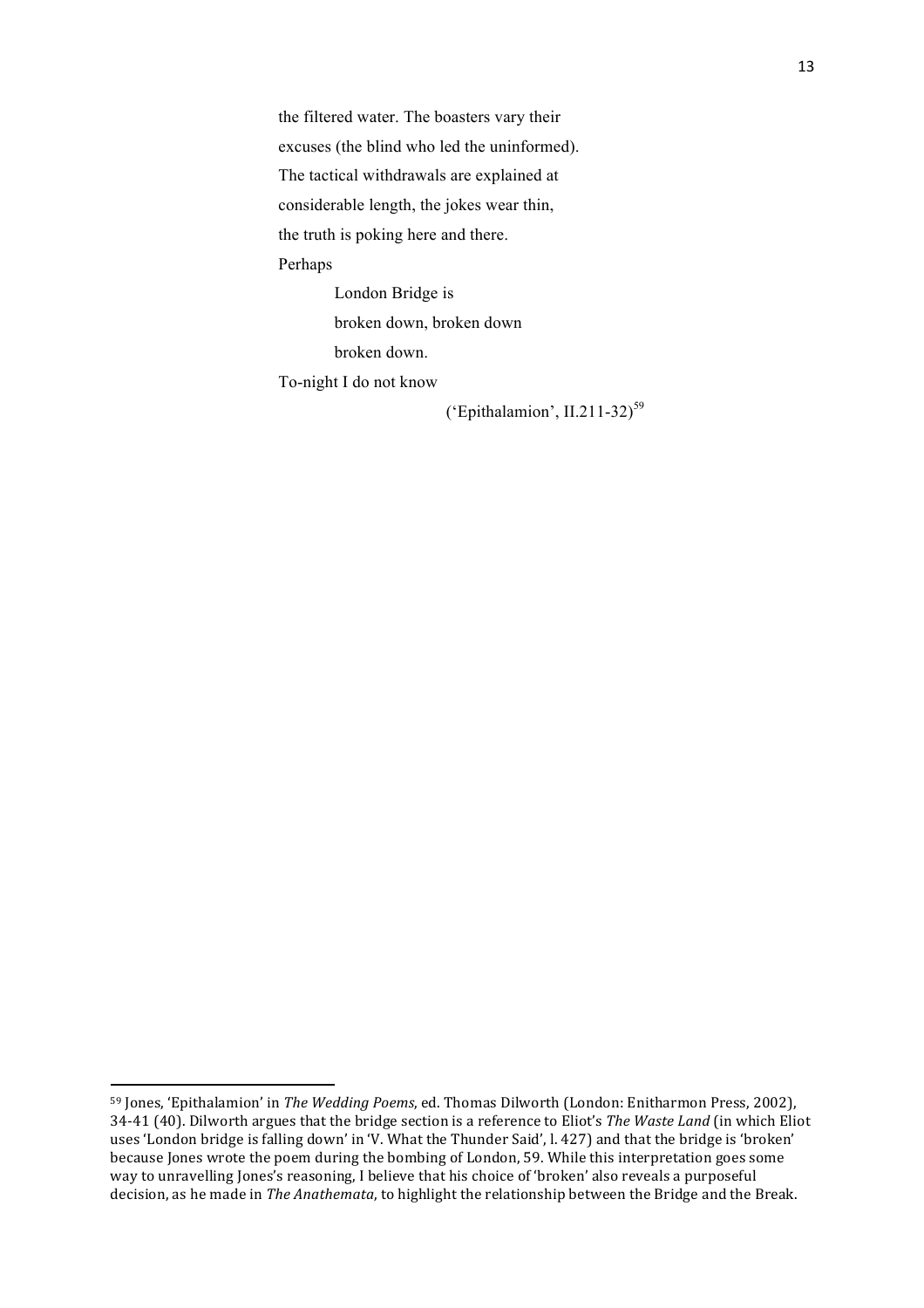the filtered water. The boasters vary their
excuses (the blind who led the uninformed).
The tactical withdrawals are explained at
considerable length, the jokes wear thin,
the truth is poking here and there.
Perhaps

London Bridge is
broken down, broken down
broken down.

To-night I do not know

('Epithalamion', II.211-32)[59]

---

[59] Jones, 'Epithalamion' in *The Wedding Poems*, ed. Thomas Dilworth (London: Enitharmon Press, 2002), 34-41 (40). Dilworth argues that the bridge section is a reference to Eliot's *The Waste Land* (in which Eliot uses 'London bridge is falling down' in 'V. What the Thunder Said', l. 427) and that the bridge is 'broken' because Jones wrote the poem during the bombing of London, 59. While this interpretation goes some way to unravelling Jones's reasoning, I believe that his choice of 'broken' also reveals a purposeful decision, as he made in *The Anathemata*, to highlight the relationship between the Bridge and the Break.